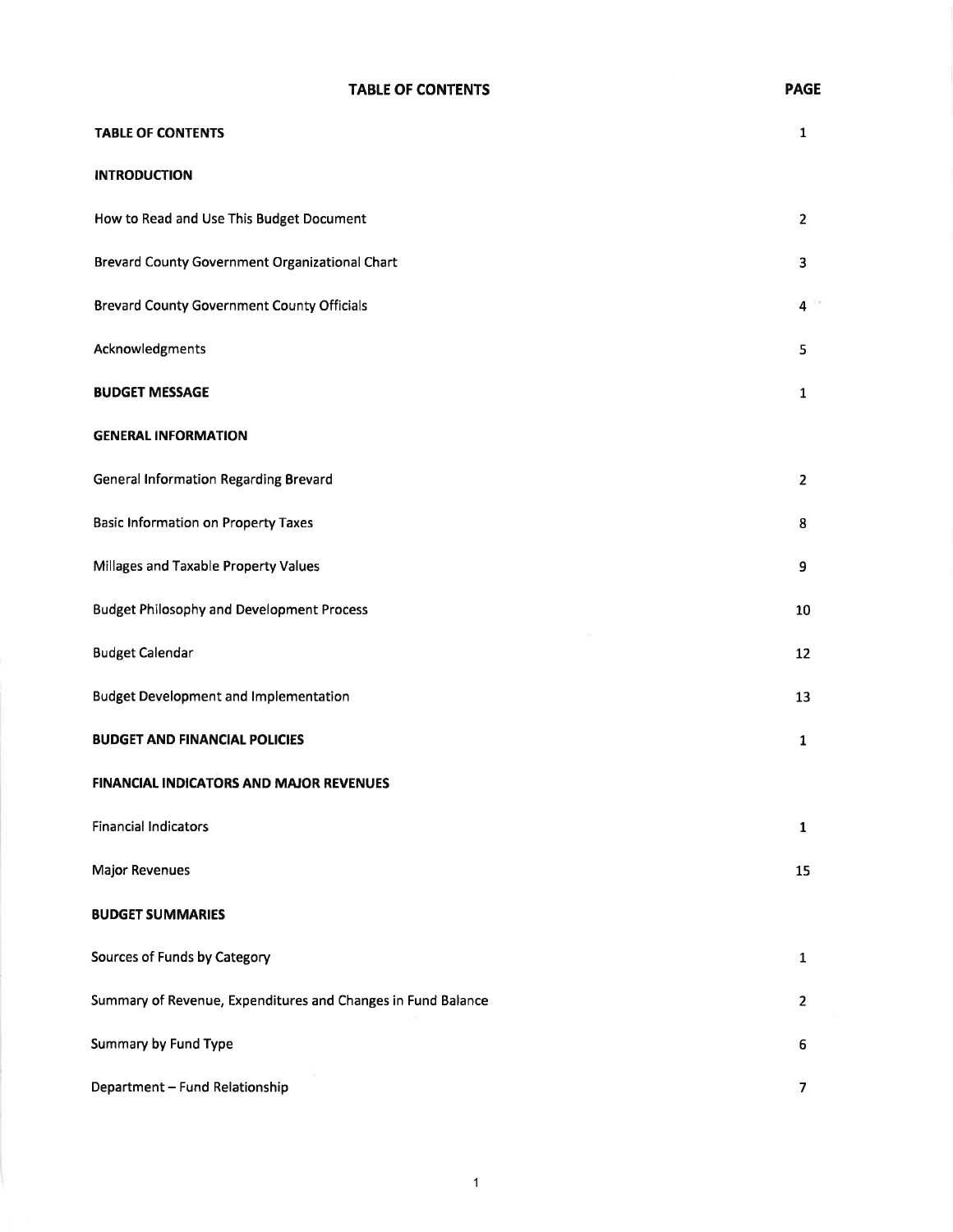| TABLE OF CONTENTS | PAGE |
|---|---|
| **TABLE OF CONTENTS** | 1 |
| **INTRODUCTION** | |
| How to Read and Use This Budget Document | 2 |
| Brevard County Government Organizational Chart | 3 |
| Brevard County Government County Officials | 4 |
| Acknowledgments | 5 |
| **BUDGET MESSAGE** | 1 |
| **GENERAL INFORMATION** | |
| General Information Regarding Brevard | 2 |
| Basic Information on Property Taxes | 8 |
| Millages and Taxable Property Values | 9 |
| Budget Philosophy and Development Process | 10 |
| Budget Calendar | 12 |
| Budget Development and Implementation | 13 |
| **BUDGET AND FINANCIAL POLICIES** | 1 |
| **FINANCIAL INDICATORS AND MAJOR REVENUES** | |
| Financial Indicators | 1 |
| Major Revenues | 15 |
| **BUDGET SUMMARIES** | |
| Sources of Funds by Category | 1 |
| Summary of Revenue, Expenditures and Changes in Fund Balance | 2 |
| Summary by Fund Type | 6 |
| Department – Fund Relationship | 7 |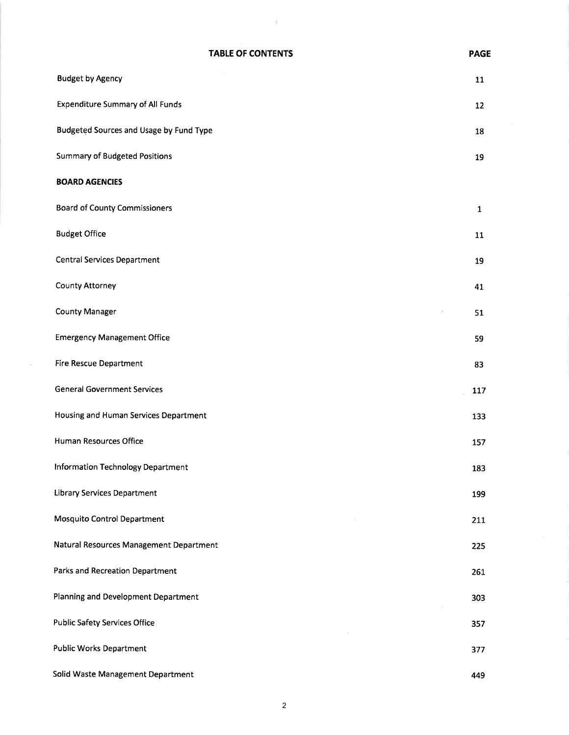| TABLE OF CONTENTS | PAGE |
|---|---|
| Budget by Agency | 11 |
| Expenditure Summary of All Funds | 12 |
| Budgeted Sources and Usage by Fund Type | 18 |
| Summary of Budgeted Positions | 19 |
| **BOARD AGENCIES** | |
| Board of County Commissioners | 1 |
| Budget Office | 11 |
| Central Services Department | 19 |
| County Attorney | 41 |
| County Manager | 51 |
| Emergency Management Office | 59 |
| Fire Rescue Department | 83 |
| General Government Services | 117 |
| Housing and Human Services Department | 133 |
| Human Resources Office | 157 |
| Information Technology Department | 183 |
| Library Services Department | 199 |
| Mosquito Control Department | 211 |
| Natural Resources Management Department | 225 |
| Parks and Recreation Department | 261 |
| Planning and Development Department | 303 |
| Public Safety Services Office | 357 |
| Public Works Department | 377 |
| Solid Waste Management Department | 449 |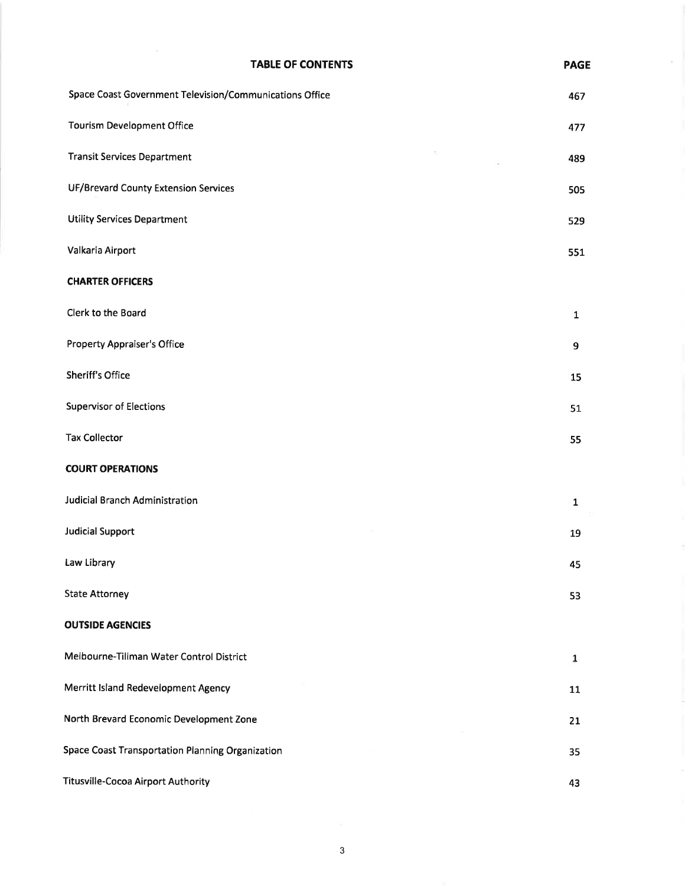| TABLE OF CONTENTS | PAGE |
|---|---|
| Space Coast Government Television/Communications Office | 467 |
| Tourism Development Office | 477 |
| Transit Services Department | 489 |
| UF/Brevard County Extension Services | 505 |
| Utility Services Department | 529 |
| Valkaria Airport | 551 |
| **CHARTER OFFICERS** | |
| Clerk to the Board | 1 |
| Property Appraiser's Office | 9 |
| Sheriff's Office | 15 |
| Supervisor of Elections | 51 |
| Tax Collector | 55 |
| **COURT OPERATIONS** | |
| Judicial Branch Administration | 1 |
| Judicial Support | 19 |
| Law Library | 45 |
| State Attorney | 53 |
| **OUTSIDE AGENCIES** | |
| Melbourne-Tillman Water Control District | 1 |
| Merritt Island Redevelopment Agency | 11 |
| North Brevard Economic Development Zone | 21 |
| Space Coast Transportation Planning Organization | 35 |
| Titusville-Cocoa Airport Authority | 43 |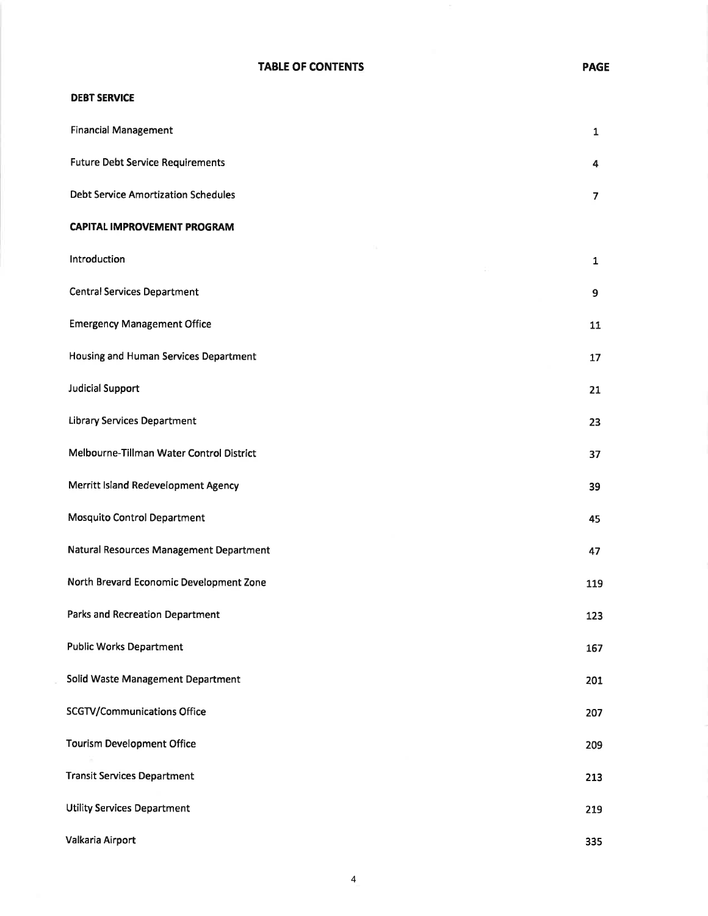# TABLE OF CONTENTS

| | PAGE |
|---|---|
| **DEBT SERVICE** | |
| Financial Management | 1 |
| Future Debt Service Requirements | 4 |
| Debt Service Amortization Schedules | 7 |
| **CAPITAL IMPROVEMENT PROGRAM** | |
| Introduction | 1 |
| Central Services Department | 9 |
| Emergency Management Office | 11 |
| Housing and Human Services Department | 17 |
| Judicial Support | 21 |
| Library Services Department | 23 |
| Melbourne-Tillman Water Control District | 37 |
| Merritt Island Redevelopment Agency | 39 |
| Mosquito Control Department | 45 |
| Natural Resources Management Department | 47 |
| North Brevard Economic Development Zone | 119 |
| Parks and Recreation Department | 123 |
| Public Works Department | 167 |
| Solid Waste Management Department | 201 |
| SCGTV/Communications Office | 207 |
| Tourism Development Office | 209 |
| Transit Services Department | 213 |
| Utility Services Department | 219 |
| Valkaria Airport | 335 |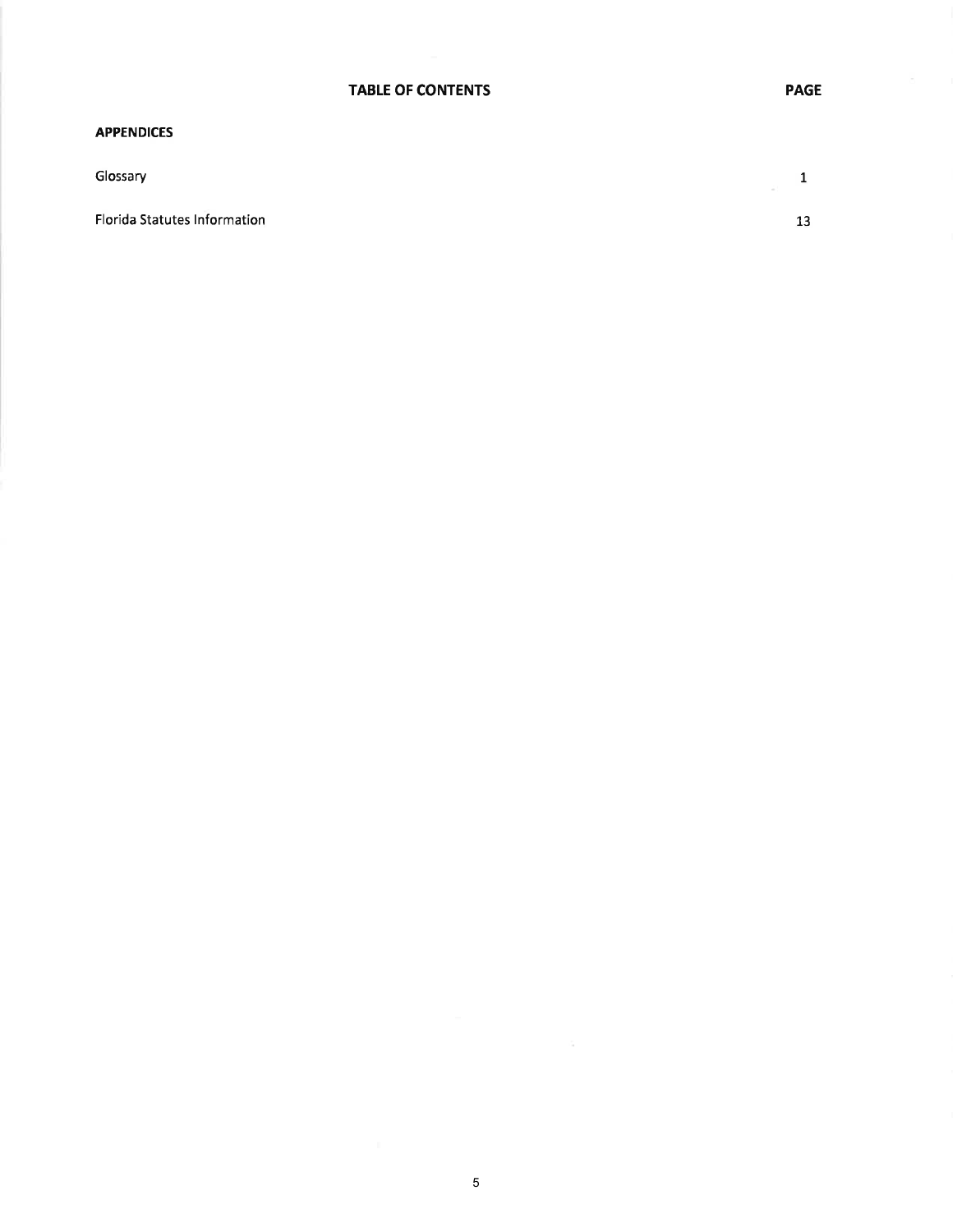| TABLE OF CONTENTS | PAGE |
|---|---|
| **APPENDICES** | |
| Glossary | 1 |
| Florida Statutes Information | 13 |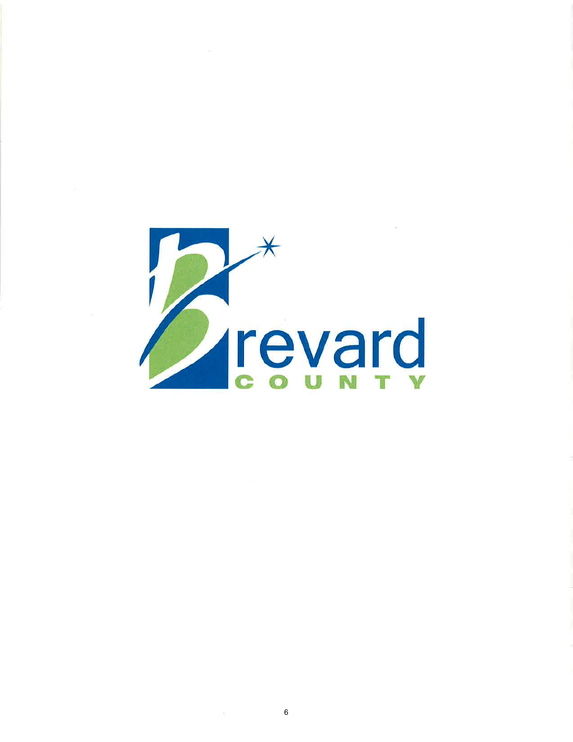Brevard

COUNTY